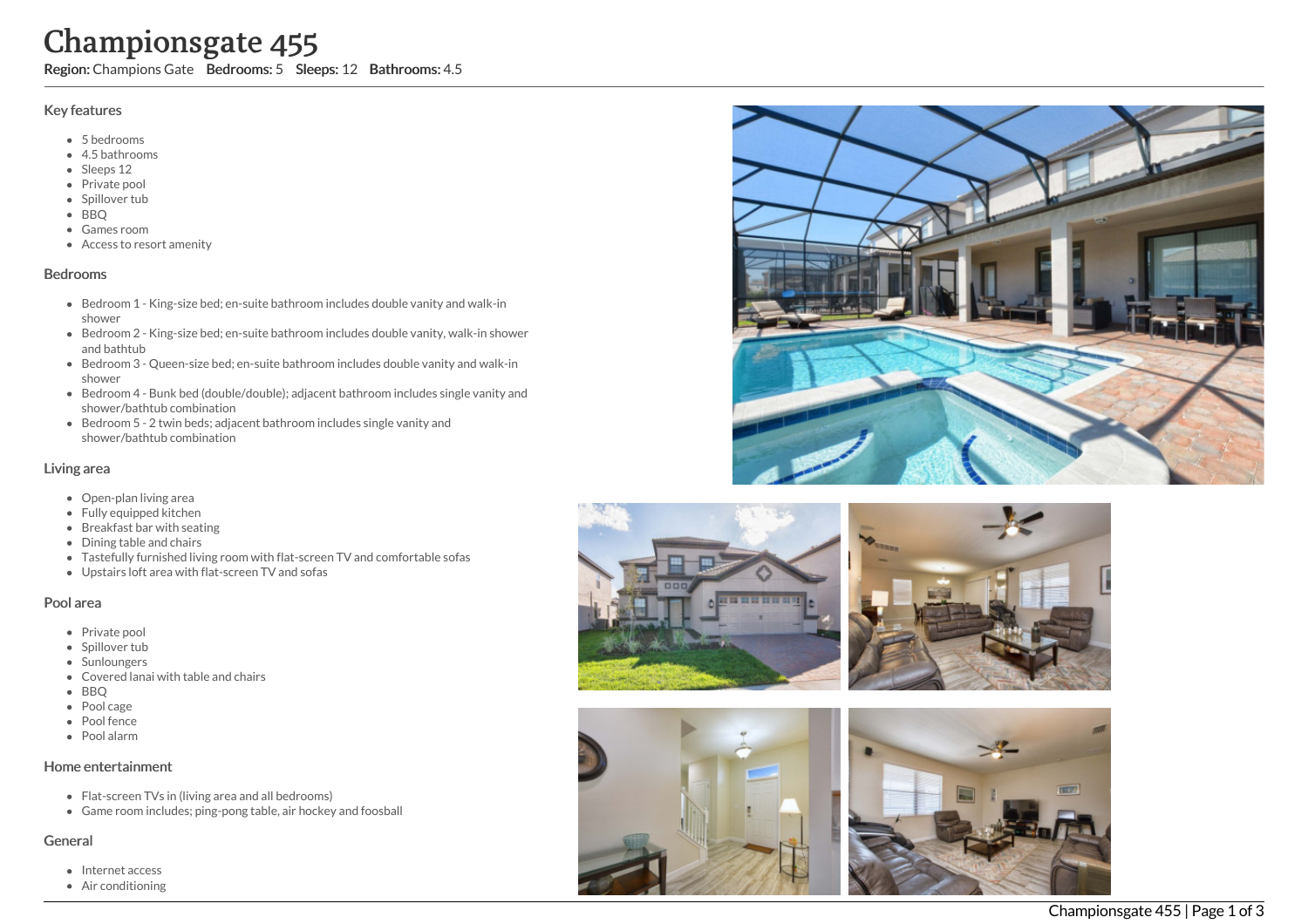# Championsgate 455

**Region:** Champions Gate **Bedrooms:** 5 **Sleeps:** 12 **Bathrooms:** 4.5

## Key features

- 5 bedrooms
- 4.5 bathrooms
- Sleeps 12
- Private pool
- Spillover tub
- BBQ
- Games room
- Access to resort amenity

## Bedrooms

- Bedroom 1 - King-size bed; en-suite bathroom includes double vanity and walk-in shower
- Bedroom 2 - King-size bed; en-suite bathroom includes double vanity, walk-in shower and bathtub
- Bedroom 3 - Queen-size bed; en-suite bathroom includes double vanity and walk-in shower
- Bedroom 4 - Bunk bed (double/double); adjacent bathroom includes single vanity and shower/bathtub combination
- Bedroom 5 - 2 twin beds; adjacent bathroom includes single vanity and shower/bathtub combination

## Living area

- Open-plan living area
- Fully equipped kitchen
- Breakfast bar with seating
- Dining table and chairs
- Tastefully furnished living room with flat-screen TV and comfortable sofas
- Upstairs loft area with flat-screen TV and sofas

## Pool area

- Private pool
- Spillover tub
- Sunloungers
- Covered lanai with table and chairs
- BBQ
- Pool cage
- Pool fence
- Pool alarm

## Home entertainment

- Flat-screen TVs in (living area and all bedrooms)
- Game room includes; ping-pong table, air hockey and foosball

## General

- Internet access
- Air conditioning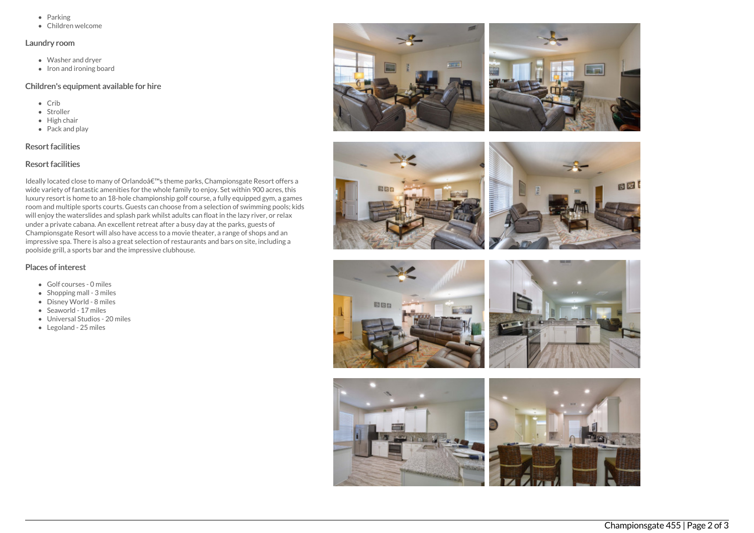- Parking
- Children welcome

### Laundry room

- Washer and dryer
- Iron and ironing board

### Children's equipment available for hire

- Crib
- Stroller
- High chair
- Pack and play

### Resort facilities

### Resort facilities

Ideally located close to many of Orlandoâ€™s theme parks, Championsgate Resort offers a wide variety of fantastic amenities for the whole family to enjoy. Set within 900 acres, this luxury resort is home to an 18-hole championship golf course, a fully equipped gym, a games room and multiple sports courts. Guests can choose from a selection of swimming pools; kids will enjoy the waterslides and splash park whilst adults can float in the lazy river, or relax under a private cabana. An excellent retreat after a busy day at the parks, guests of Championsgate Resort will also have access to a movie theater, a range of shops and an impressive spa. There is also a great selection of restaurants and bars on site, including a poolside grill, a sports bar and the impressive clubhouse.

### Places of interest

- Golf courses - 0 miles
- Shopping mall - 3 miles
- Disney World - 8 miles
- Seaworld - 17 miles
- Universal Studios - 20 miles
- Legoland - 25 miles